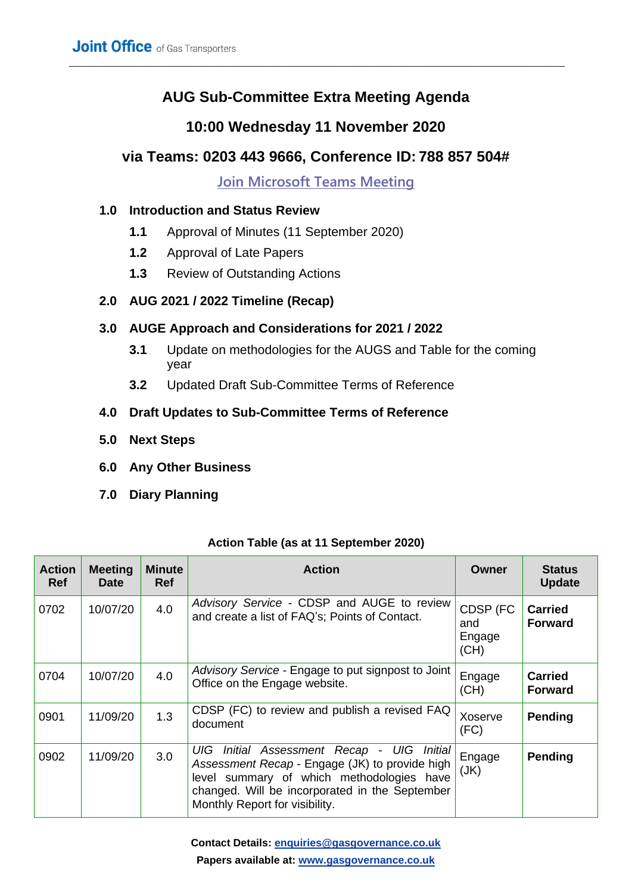# AUG Sub-Committee Extra Meeting Agenda

## 10:00 Wednesday 11 November 2020

## via Teams: 0203 443 9666, Conference ID: 788 857 504#

[Join Microsoft Teams Meeting]

**1.0 Introduction and Status Review**

- **1.1** Approval of Minutes (11 September 2020)
- **1.2** Approval of Late Papers
- **1.3** Review of Outstanding Actions

**2.0 AUG 2021 / 2022 Timeline (Recap)**

**3.0 AUGE Approach and Considerations for 2021 / 2022**

- **3.1** Update on methodologies for the AUGS and Table for the coming year
- **3.2** Updated Draft Sub-Committee Terms of Reference

**4.0 Draft Updates to Sub-Committee Terms of Reference**

**5.0 Next Steps**

**6.0 Any Other Business**

**7.0 Diary Planning**

**Action Table (as at 11 September 2020)**

| Action Ref | Meeting Date | Minute Ref | Action | Owner | Status Update |
|---|---|---|---|---|---|
| 0702 | 10/07/20 | 4.0 | *Advisory Service* - CDSP and AUGE to review and create a list of FAQ's; Points of Contact. | CDSP (FC and Engage (CH) | **Carried Forward** |
| 0704 | 10/07/20 | 4.0 | *Advisory Service* - Engage to put signpost to Joint Office on the Engage website. | Engage (CH) | **Carried Forward** |
| 0901 | 11/09/20 | 1.3 | CDSP (FC) to review and publish a revised FAQ document | Xoserve (FC) | **Pending** |
| 0902 | 11/09/20 | 3.0 | *UIG Initial Assessment Recap - UIG Initial Assessment Recap* - Engage (JK) to provide high level summary of which methodologies have changed. Will be incorporated in the September Monthly Report for visibility. | Engage (JK) | **Pending** |

**Contact Details:** enquiries@gasgovernance.co.uk

**Papers available at:** www.gasgovernance.co.uk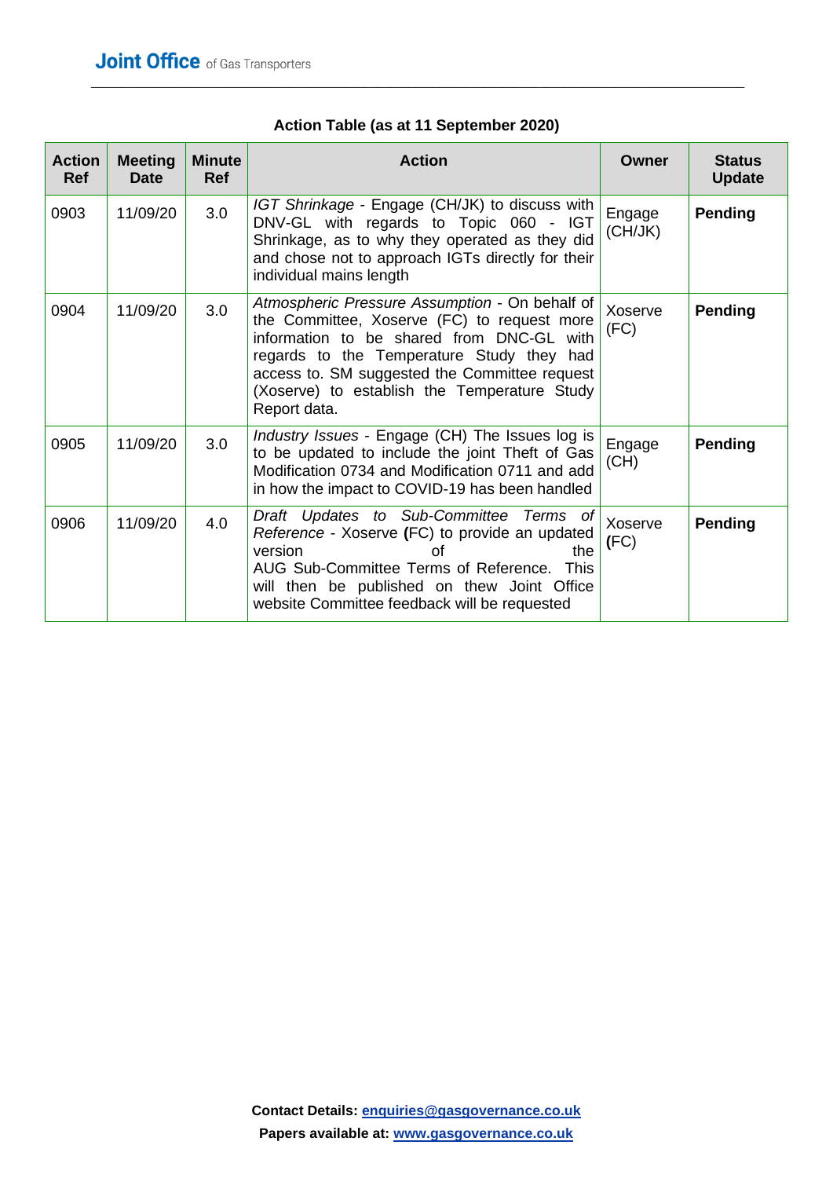**Action Table (as at 11 September 2020)**

| Action Ref | Meeting Date | Minute Ref | Action | Owner | Status Update |
|---|---|---|---|---|---|
| 0903 | 11/09/20 | 3.0 | *IGT Shrinkage* - Engage (CH/JK) to discuss with DNV-GL with regards to Topic 060 - IGT Shrinkage, as to why they operated as they did and chose not to approach IGTs directly for their individual mains length | Engage (CH/JK) | **Pending** |
| 0904 | 11/09/20 | 3.0 | *Atmospheric Pressure Assumption* - On behalf of the Committee, Xoserve (FC) to request more information to be shared from DNC-GL with regards to the Temperature Study they had access to. SM suggested the Committee request (Xoserve) to establish the Temperature Study Report data. | Xoserve (FC) | **Pending** |
| 0905 | 11/09/20 | 3.0 | *Industry Issues* - Engage (CH) The Issues log is to be updated to include the joint Theft of Gas Modification 0734 and Modification 0711 and add in how the impact to COVID-19 has been handled | Engage (CH) | **Pending** |
| 0906 | 11/09/20 | 4.0 | *Draft Updates to Sub-Committee Terms of Reference* - Xoserve **(**FC) to provide an updated version of the AUG Sub-Committee Terms of Reference. This will then be published on thew Joint Office website Committee feedback will be requested | Xoserve **(**FC) | **Pending** |

**Contact Details:** enquiries@gasgovernance.co.uk

**Papers available at:** www.gasgovernance.co.uk